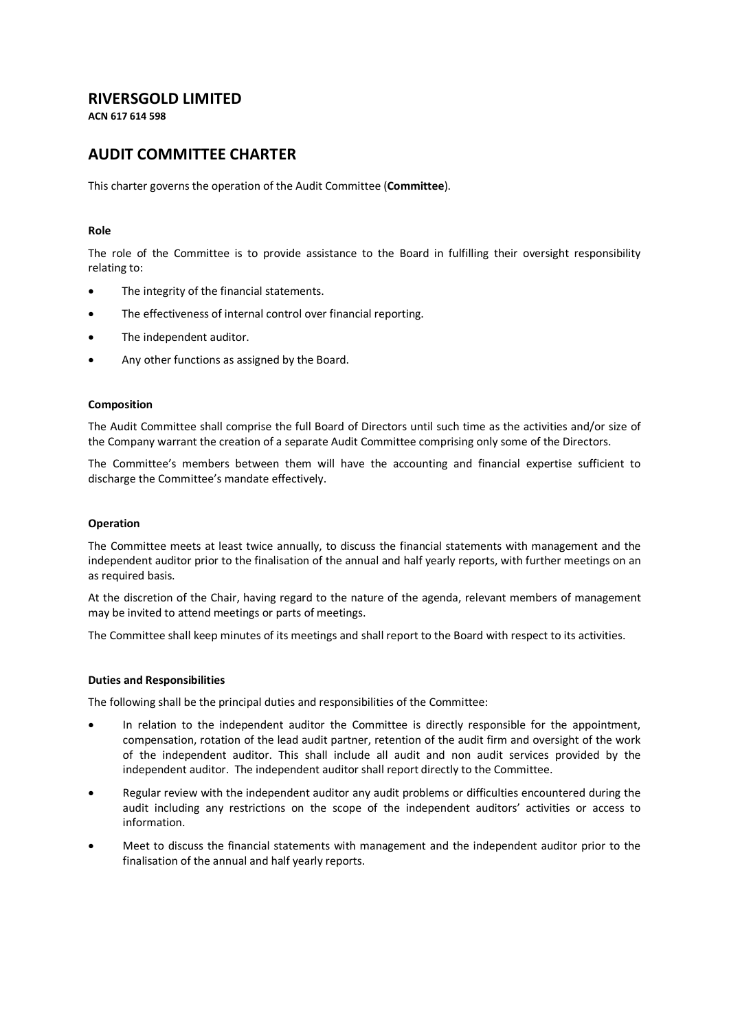# RIVERSGOLD LIMITED

**ACN 617 614 598**

## AUDIT COMMITTEE CHARTER

This charter governs the operation of the Audit Committee (**Committee**).

### Role

The role of the Committee is to provide assistance to the Board in fulfilling their oversight responsibility relating to:

- The integrity of the financial statements.
- The effectiveness of internal control over financial reporting.
- The independent auditor.
- Any other functions as assigned by the Board.

### Composition

The Audit Committee shall comprise the full Board of Directors until such time as the activities and/or size of the Company warrant the creation of a separate Audit Committee comprising only some of the Directors.

The Committee's members between them will have the accounting and financial expertise sufficient to discharge the Committee's mandate effectively.

### Operation

The Committee meets at least twice annually, to discuss the financial statements with management and the independent auditor prior to the finalisation of the annual and half yearly reports, with further meetings on an as required basis.

At the discretion of the Chair, having regard to the nature of the agenda, relevant members of management may be invited to attend meetings or parts of meetings.

The Committee shall keep minutes of its meetings and shall report to the Board with respect to its activities.

### Duties and Responsibilities

The following shall be the principal duties and responsibilities of the Committee:

- In relation to the independent auditor the Committee is directly responsible for the appointment, compensation, rotation of the lead audit partner, retention of the audit firm and oversight of the work of the independent auditor. This shall include all audit and non audit services provided by the independent auditor. The independent auditor shall report directly to the Committee.
- Regular review with the independent auditor any audit problems or difficulties encountered during the audit including any restrictions on the scope of the independent auditors' activities or access to information.
- Meet to discuss the financial statements with management and the independent auditor prior to the finalisation of the annual and half yearly reports.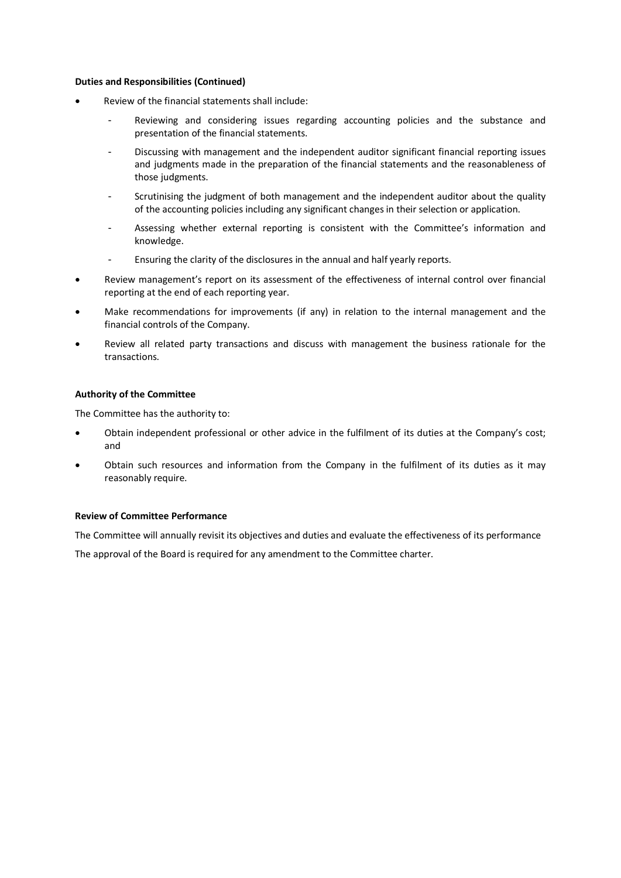**Duties and Responsibilities (Continued)**

- Review of the financial statements shall include:
  - Reviewing and considering issues regarding accounting policies and the substance and presentation of the financial statements.
  - Discussing with management and the independent auditor significant financial reporting issues and judgments made in the preparation of the financial statements and the reasonableness of those judgments.
  - Scrutinising the judgment of both management and the independent auditor about the quality of the accounting policies including any significant changes in their selection or application.
  - Assessing whether external reporting is consistent with the Committee's information and knowledge.
  - Ensuring the clarity of the disclosures in the annual and half yearly reports.
- Review management's report on its assessment of the effectiveness of internal control over financial reporting at the end of each reporting year.
- Make recommendations for improvements (if any) in relation to the internal management and the financial controls of the Company.
- Review all related party transactions and discuss with management the business rationale for the transactions.

**Authority of the Committee**

The Committee has the authority to:

- Obtain independent professional or other advice in the fulfilment of its duties at the Company's cost; and
- Obtain such resources and information from the Company in the fulfilment of its duties as it may reasonably require.

**Review of Committee Performance**

The Committee will annually revisit its objectives and duties and evaluate the effectiveness of its performance

The approval of the Board is required for any amendment to the Committee charter.